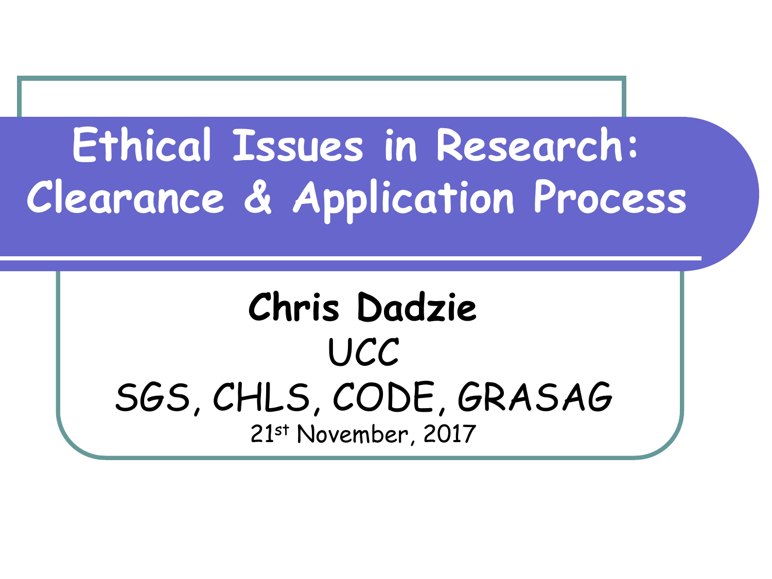# Ethical Issues in Research: Clearance & Application Process

**Chris Dadzie**

UCC

SGS, CHLS, CODE, GRASAG

21st November, 2017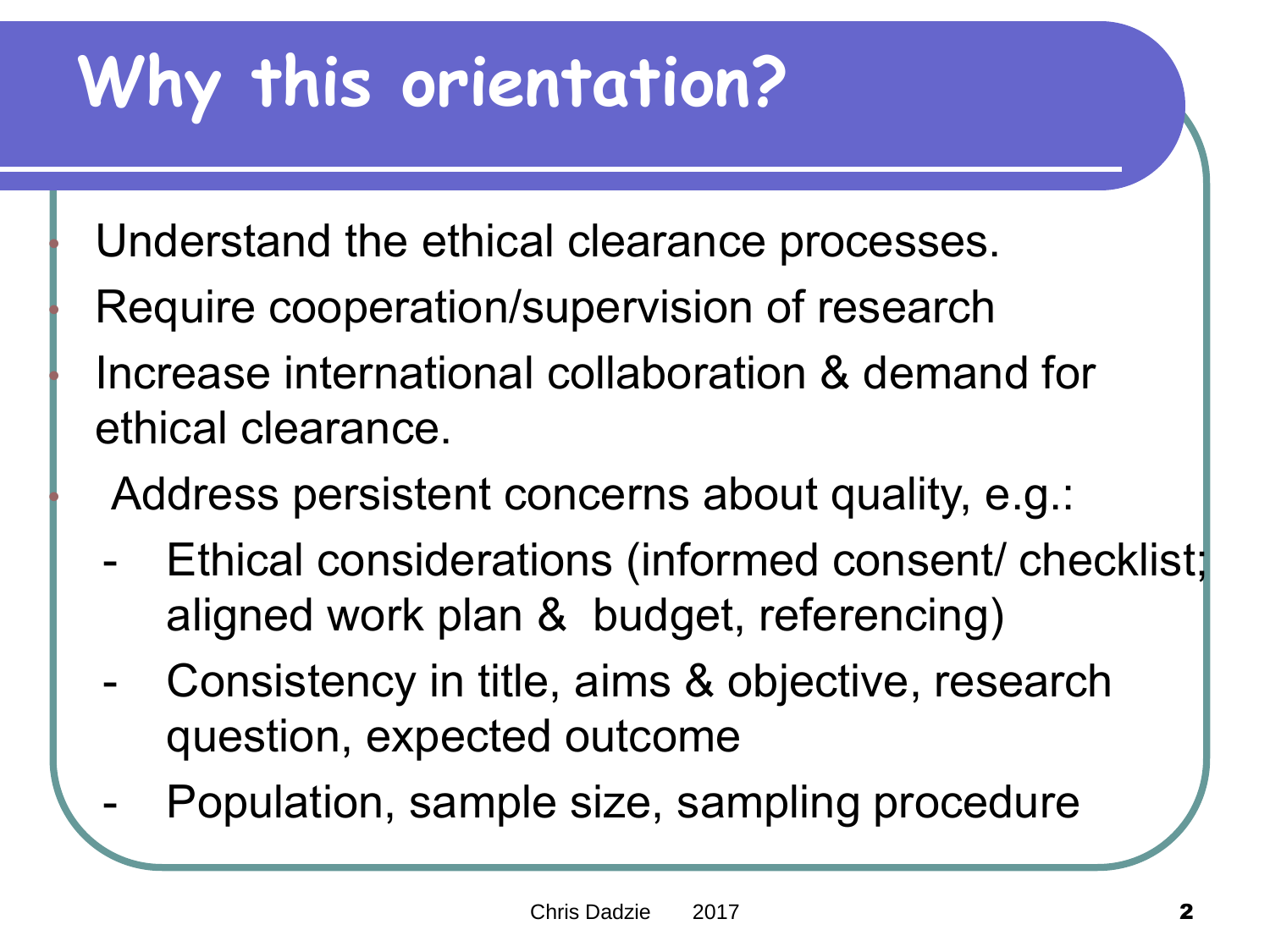# Why this orientation?

- Understand the ethical clearance processes.
- Require cooperation/supervision of research
- Increase international collaboration & demand for ethical clearance.
- Address persistent concerns about quality, e.g.:
  - Ethical considerations (informed consent/ checklist; aligned work plan & budget, referencing)
  - Consistency in title, aims & objective, research question, expected outcome
  - Population, sample size, sampling procedure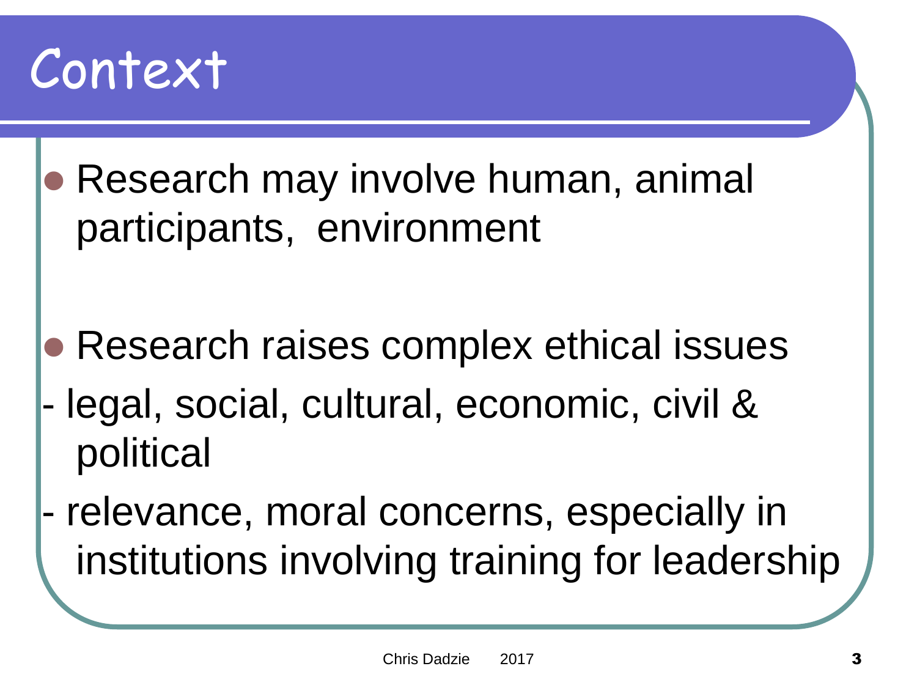# Context

- Research may involve human, animal participants, environment

- Research raises complex ethical issues
  - legal, social, cultural, economic, civil & political
  - relevance, moral concerns, especially in institutions involving training for leadership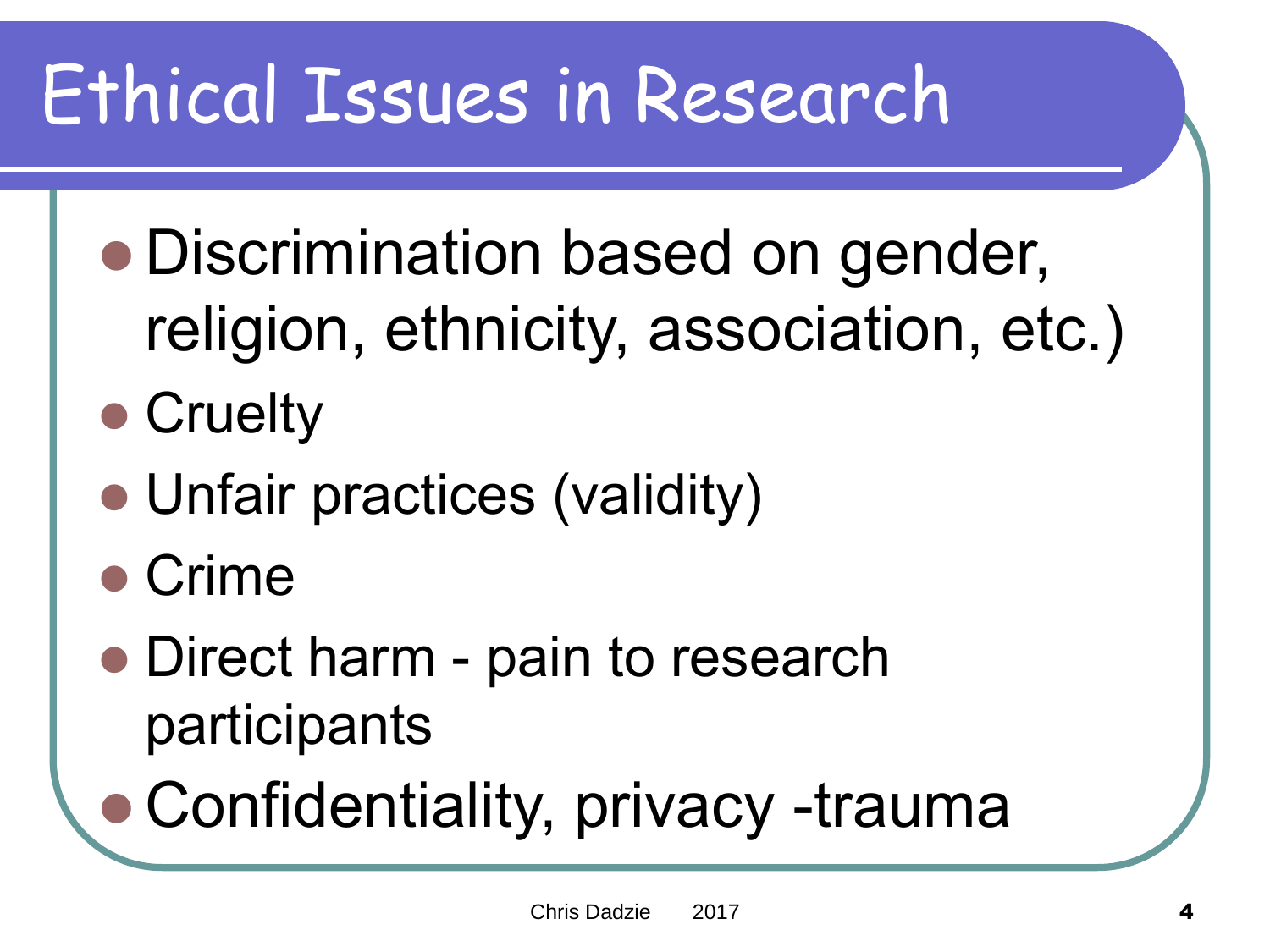# Ethical Issues in Research

- Discrimination based on gender, religion, ethnicity, association, etc.)
- Cruelty
- Unfair practices (validity)
- Crime
- Direct harm - pain to research participants
- Confidentiality, privacy -trauma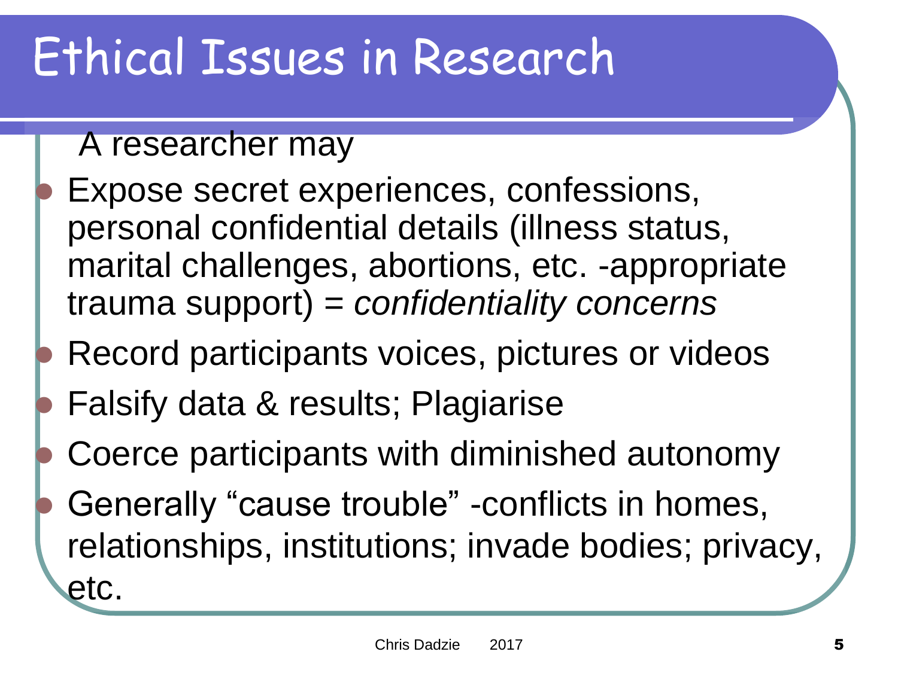# Ethical Issues in Research

A researcher may

- Expose secret experiences, confessions, personal confidential details (illness status, marital challenges, abortions, etc. -appropriate trauma support) = *confidentiality concerns*
- Record participants voices, pictures or videos
- Falsify data & results; Plagiarise
- Coerce participants with diminished autonomy
- Generally “cause trouble” -conflicts in homes, relationships, institutions; invade bodies; privacy, etc.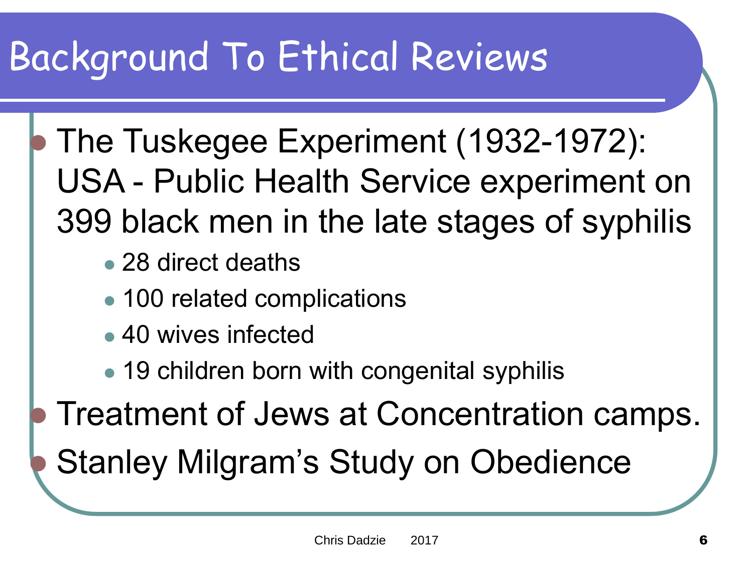# Background To Ethical Reviews

- The Tuskegee Experiment (1932-1972): USA - Public Health Service experiment on 399 black men in the late stages of syphilis
  - 28 direct deaths
  - 100 related complications
  - 40 wives infected
  - 19 children born with congenital syphilis
- Treatment of Jews at Concentration camps.
- Stanley Milgram's Study on Obedience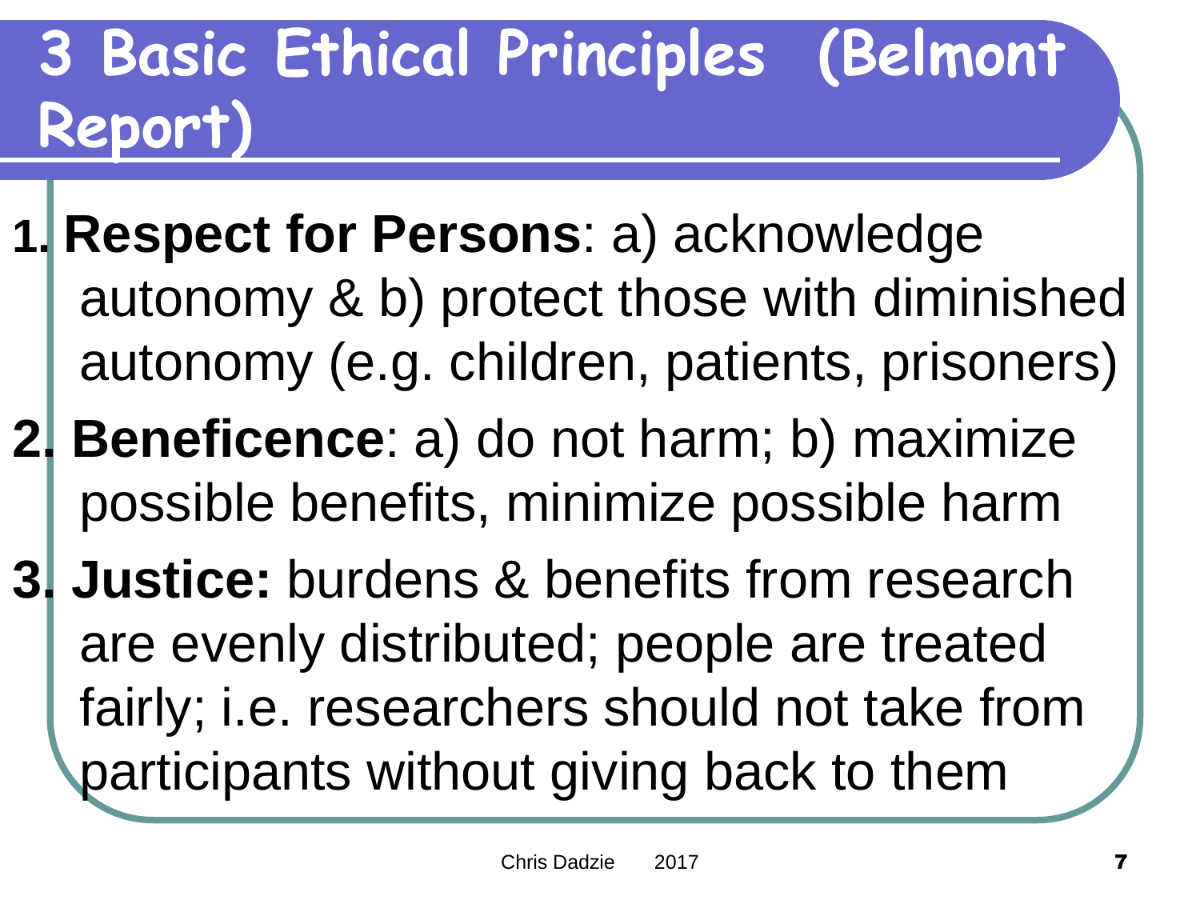# 3 Basic Ethical Principles (Belmont Report)

1. **Respect for Persons**: a) acknowledge autonomy & b) protect those with diminished autonomy (e.g. children, patients, prisoners)
2. **Beneficence**: a) do not harm; b) maximize possible benefits, minimize possible harm
3. **Justice:** burdens & benefits from research are evenly distributed; people are treated fairly; i.e. researchers should not take from participants without giving back to them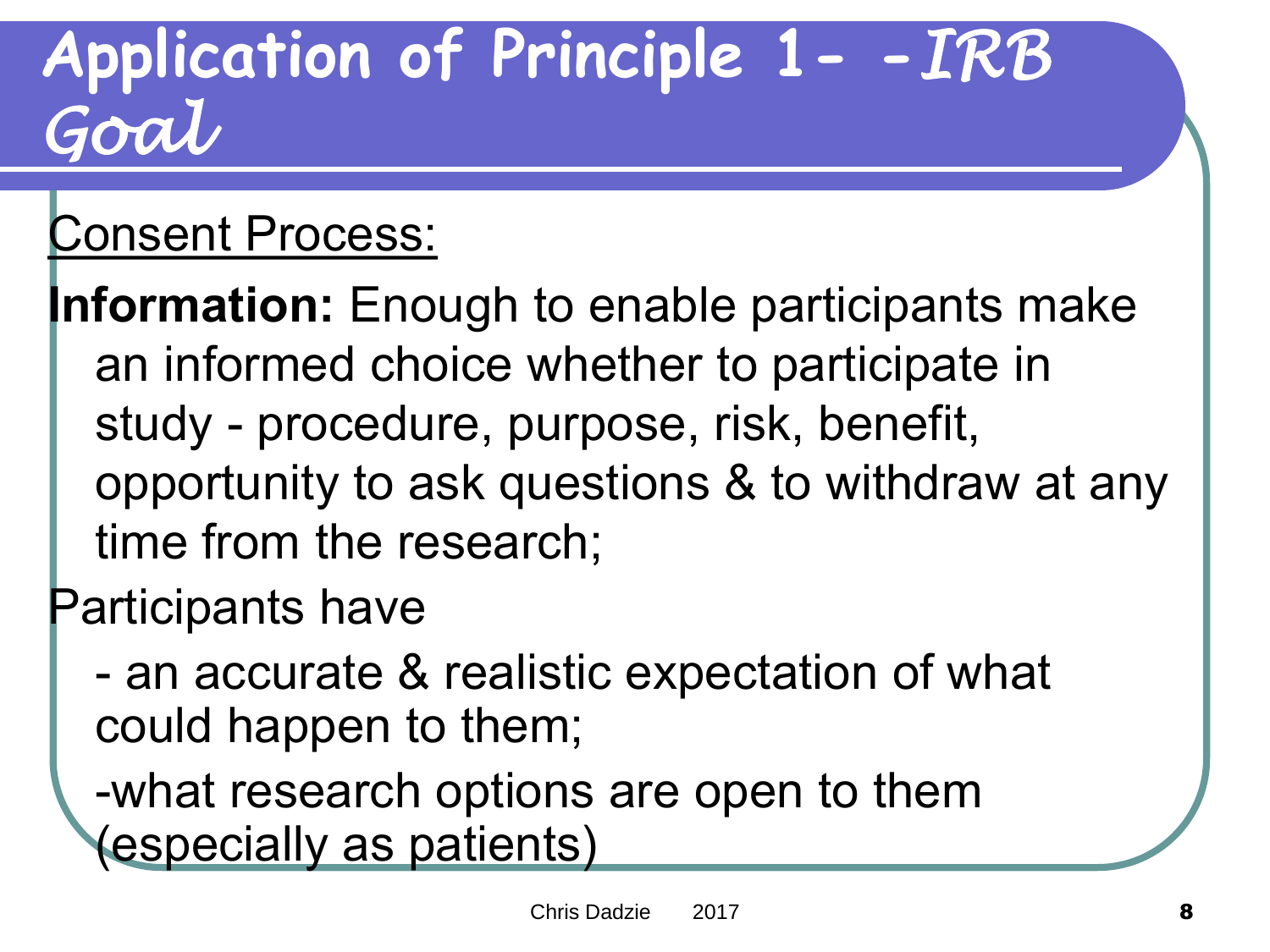# Application of Principle 1- -*IRB Goal*

Consent Process:

**Information:** Enough to enable participants make an informed choice whether to participate in study - procedure, purpose, risk, benefit, opportunity to ask questions & to withdraw at any time from the research;

Participants have

- an accurate & realistic expectation of what could happen to them;
- what research options are open to them (especially as patients)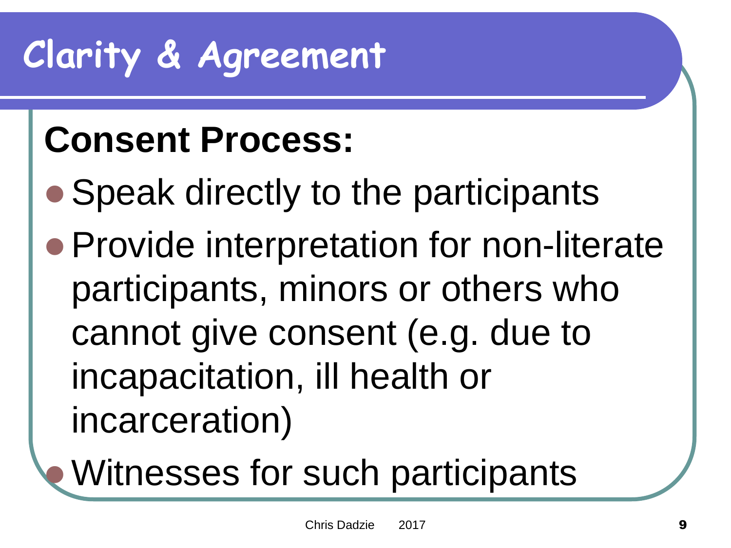# Clarity & Agreement

## Consent Process:

- Speak directly to the participants
- Provide interpretation for non-literate participants, minors or others who cannot give consent (e.g. due to incapacitation, ill health or incarceration)
- Witnesses for such participants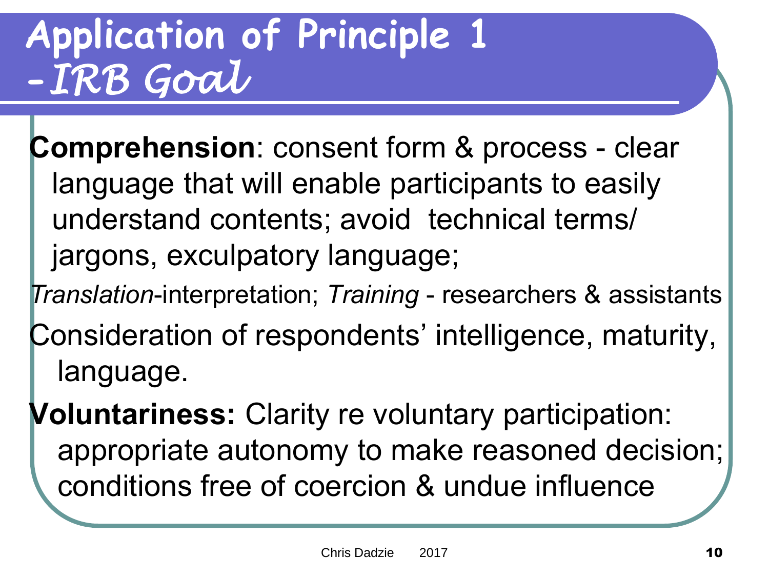# Application of Principle 1 -*IRB Goal*

**Comprehension**: consent form & process - clear language that will enable participants to easily understand contents; avoid technical terms/ jargons, exculpatory language;

*Translation*-interpretation; *Training* - researchers & assistants

Consideration of respondents' intelligence, maturity, language.

**Voluntariness:** Clarity re voluntary participation: appropriate autonomy to make reasoned decision; conditions free of coercion & undue influence

Chris Dadzie 2017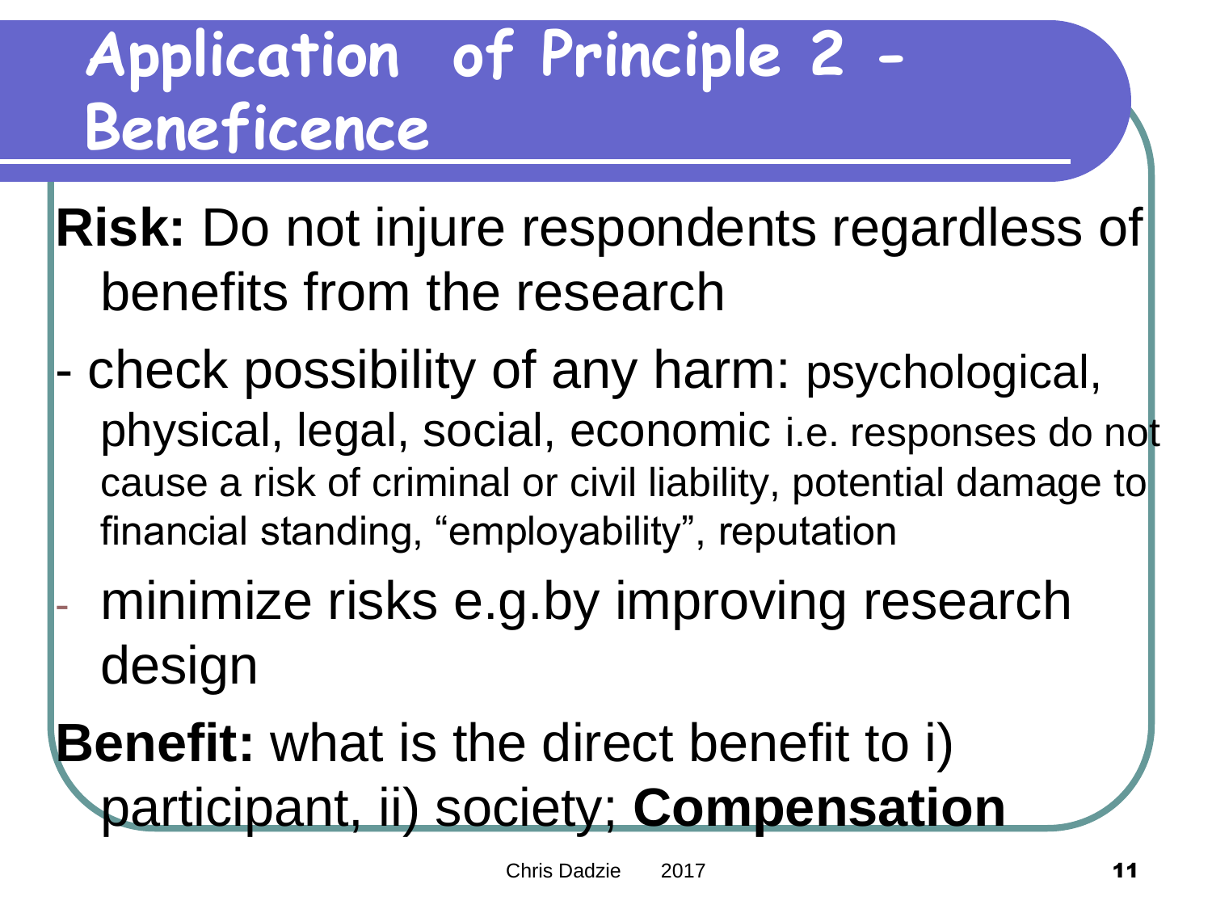# Application of Principle 2 - Beneficence

**Risk:** Do not injure respondents regardless of benefits from the research

- check possibility of any harm: psychological, physical, legal, social, economic i.e. responses do not cause a risk of criminal or civil liability, potential damage to financial standing, "employability", reputation
- minimize risks e.g.by improving research design

**Benefit:** what is the direct benefit to i) participant, ii) society; **Compensation**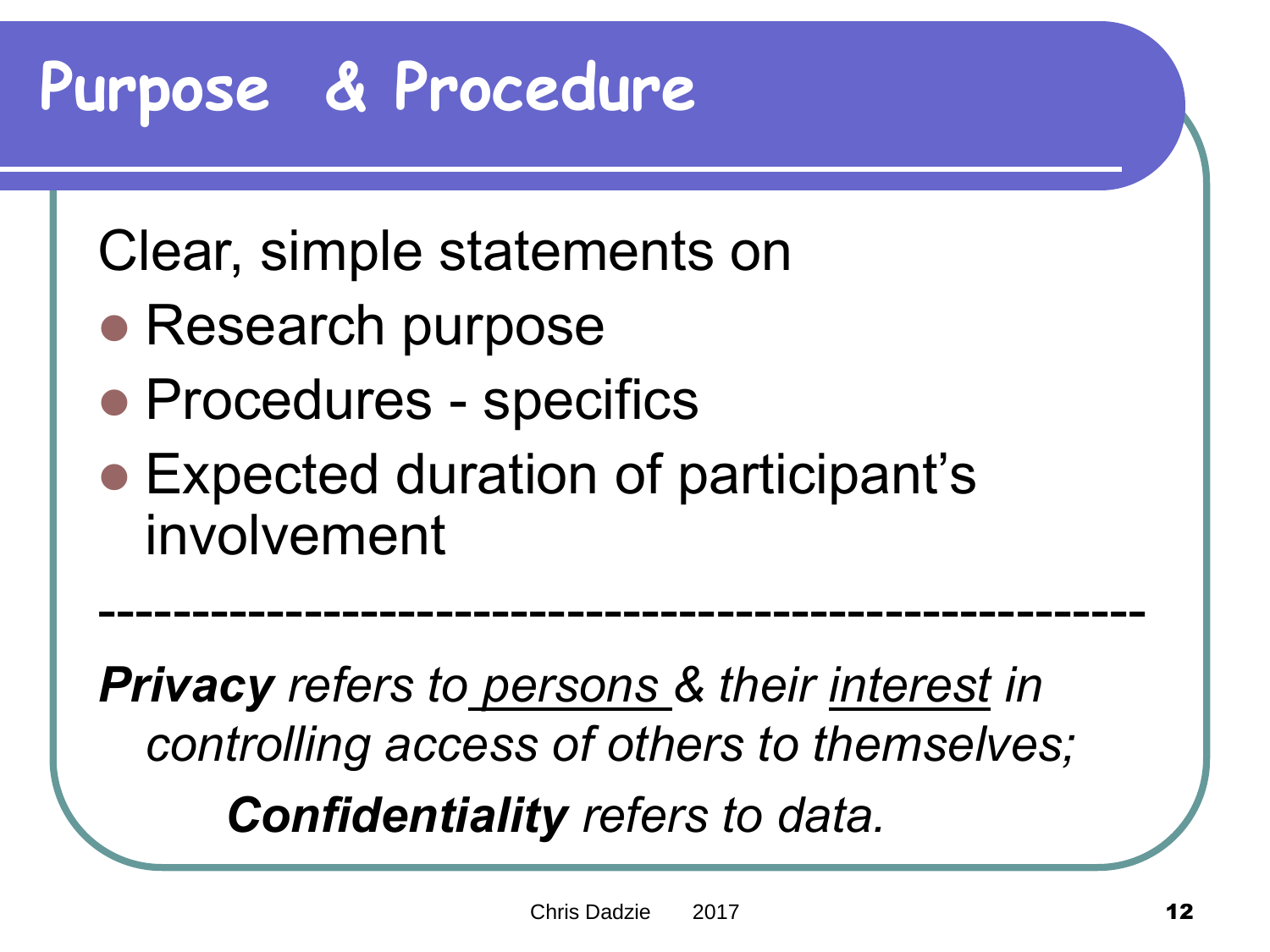# Purpose & Procedure

Clear, simple statements on

- Research purpose
- Procedures - specifics
- Expected duration of participant's involvement

---

***Privacy*** *refers to persons & their interest in controlling access of others to themselves;*

***Confidentiality*** *refers to data.*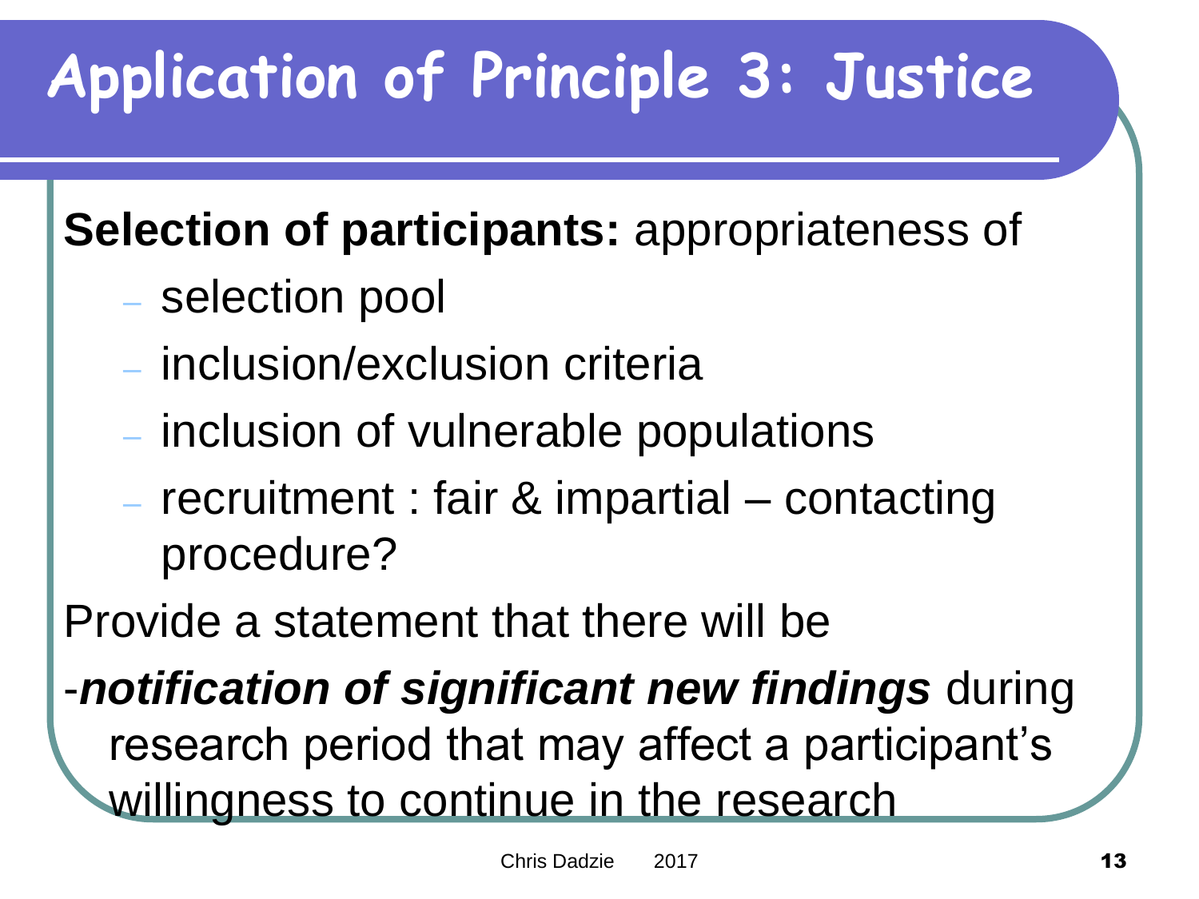# Application of Principle 3: Justice

**Selection of participants:** appropriateness of

- selection pool
- inclusion/exclusion criteria
- inclusion of vulnerable populations
- recruitment : fair & impartial – contacting procedure?

Provide a statement that there will be

-***notification of significant new findings*** during research period that may affect a participant's willingness to continue in the research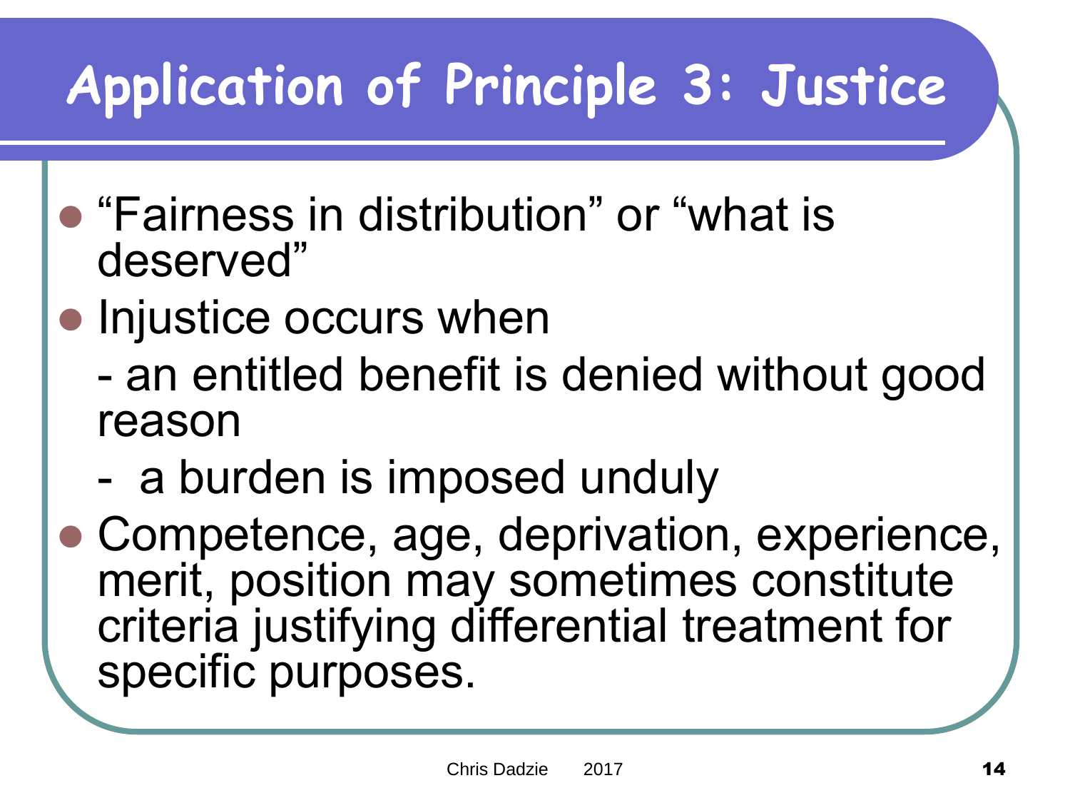# Application of Principle 3: Justice

- "Fairness in distribution" or "what is deserved"
- Injustice occurs when
  - an entitled benefit is denied without good reason
  - a burden is imposed unduly
- Competence, age, deprivation, experience, merit, position may sometimes constitute criteria justifying differential treatment for specific purposes.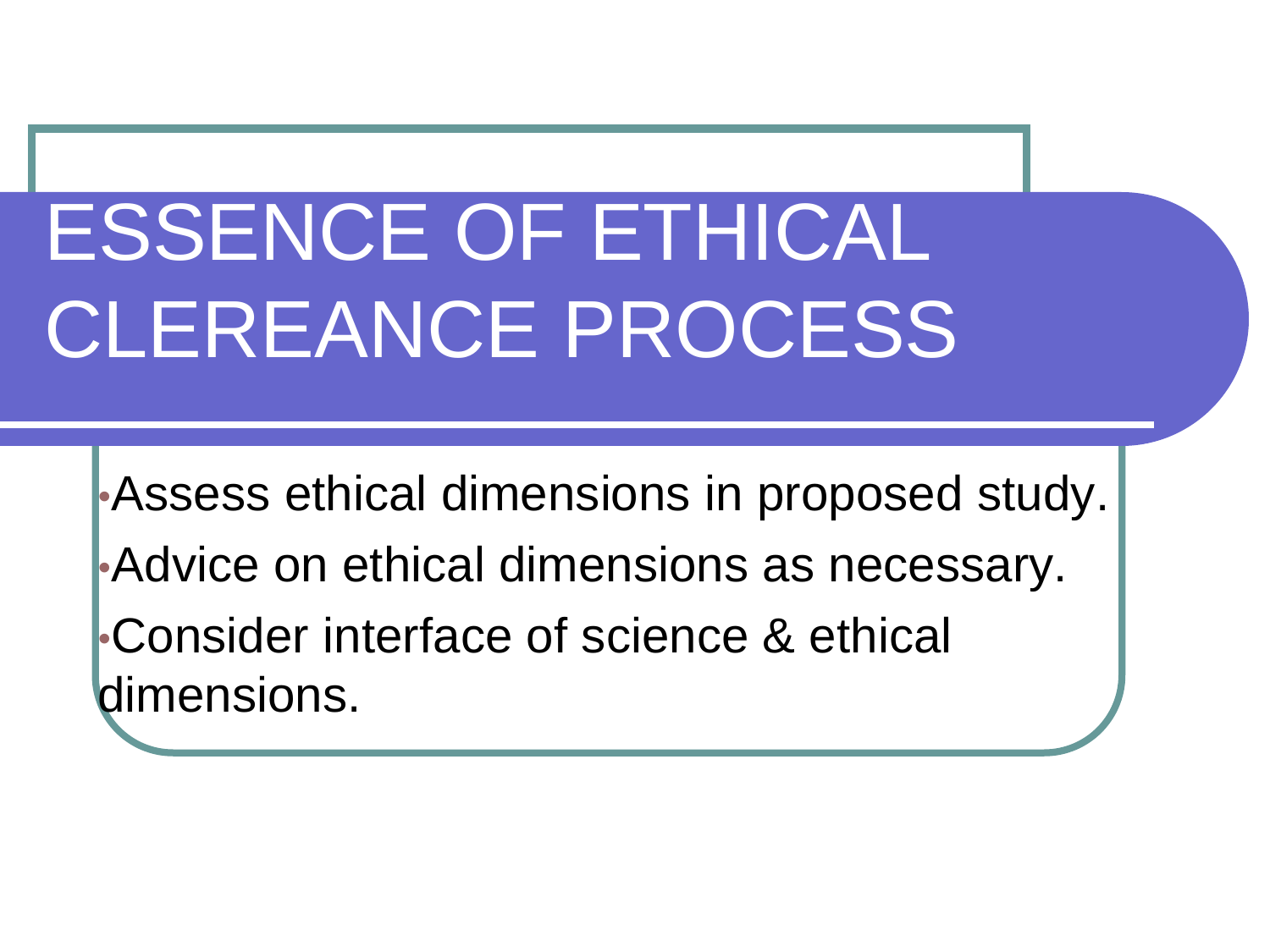# ESSENCE OF ETHICAL CLEREANCE PROCESS

- Assess ethical dimensions in proposed study.
- Advice on ethical dimensions as necessary.
- Consider interface of science & ethical dimensions.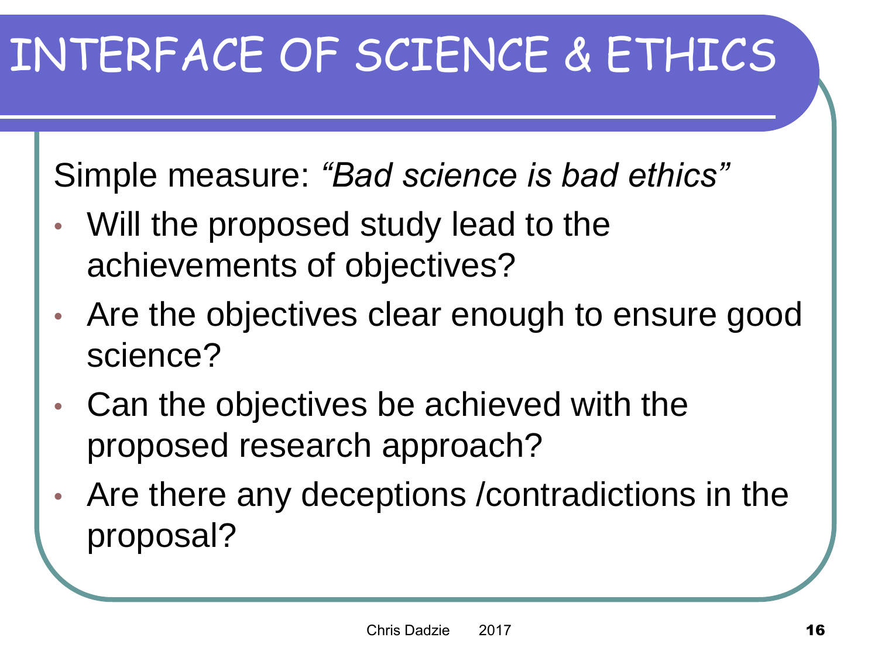# INTERFACE OF SCIENCE & ETHICS

Simple measure: *"Bad science is bad ethics"*

- Will the proposed study lead to the achievements of objectives?
- Are the objectives clear enough to ensure good science?
- Can the objectives be achieved with the proposed research approach?
- Are there any deceptions /contradictions in the proposal?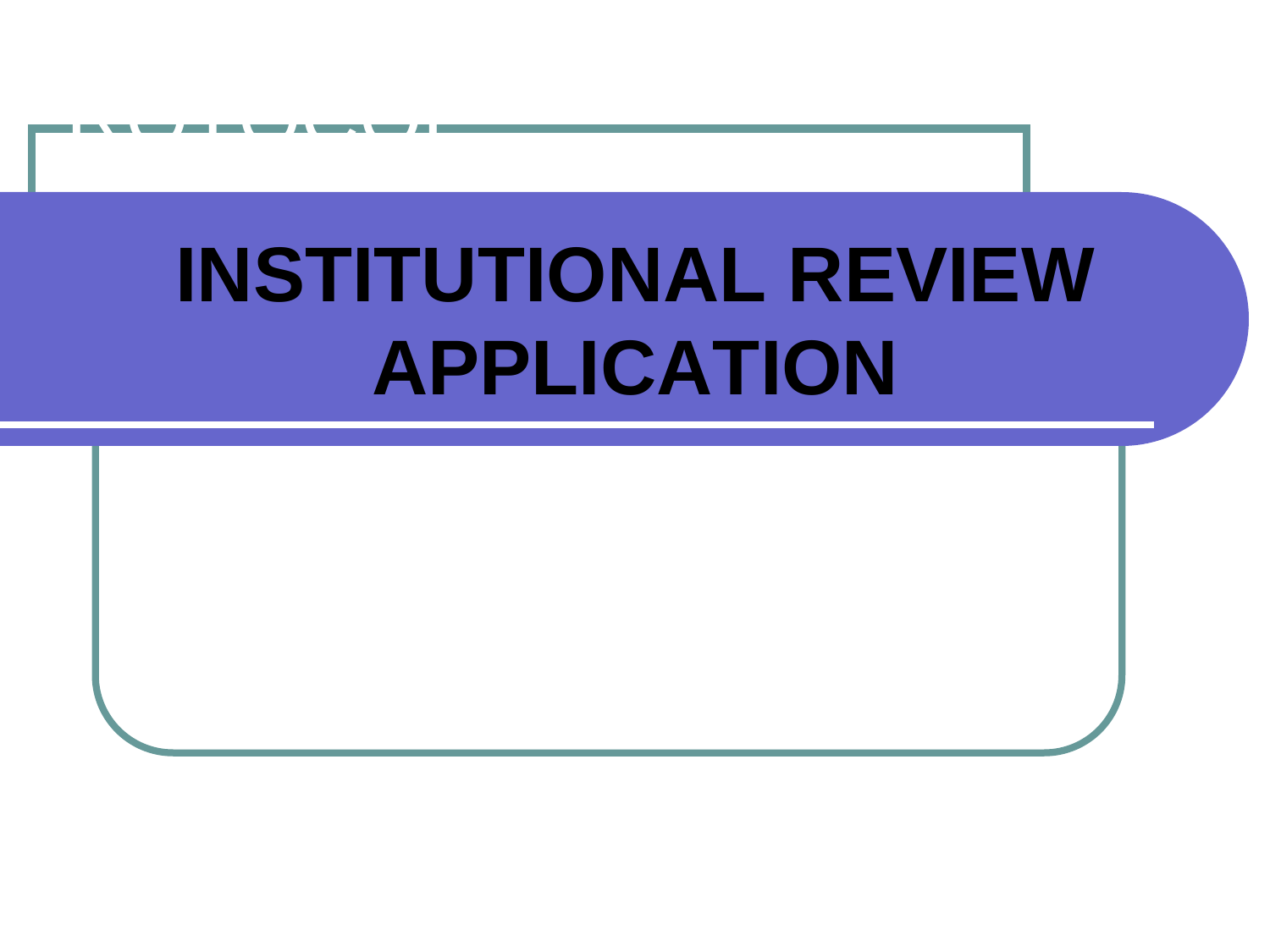# INSTITUTIONAL REVIEW APPLICATION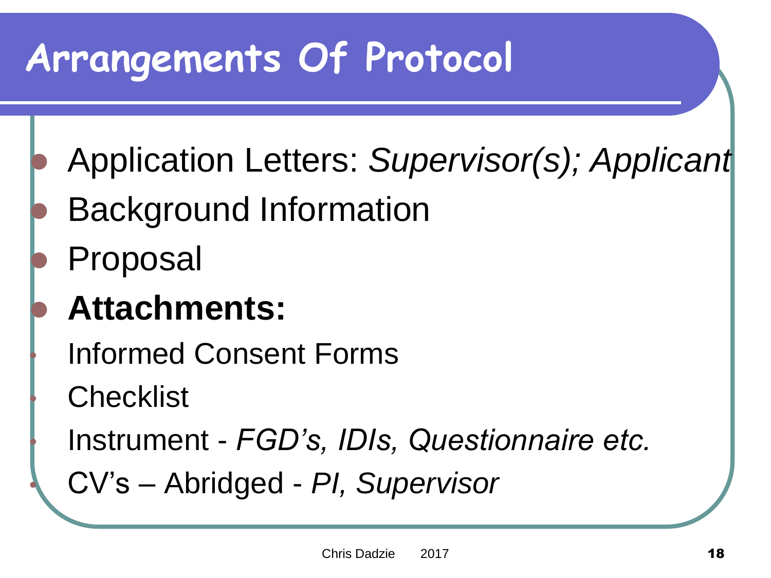# Arrangements Of Protocol

- Application Letters: *Supervisor(s); Applicant*
- Background Information
- Proposal
- **Attachments:**
  - Informed Consent Forms
  - Checklist
  - Instrument - *FGD's, IDIs, Questionnaire etc.*
  - CV's – Abridged - *PI, Supervisor*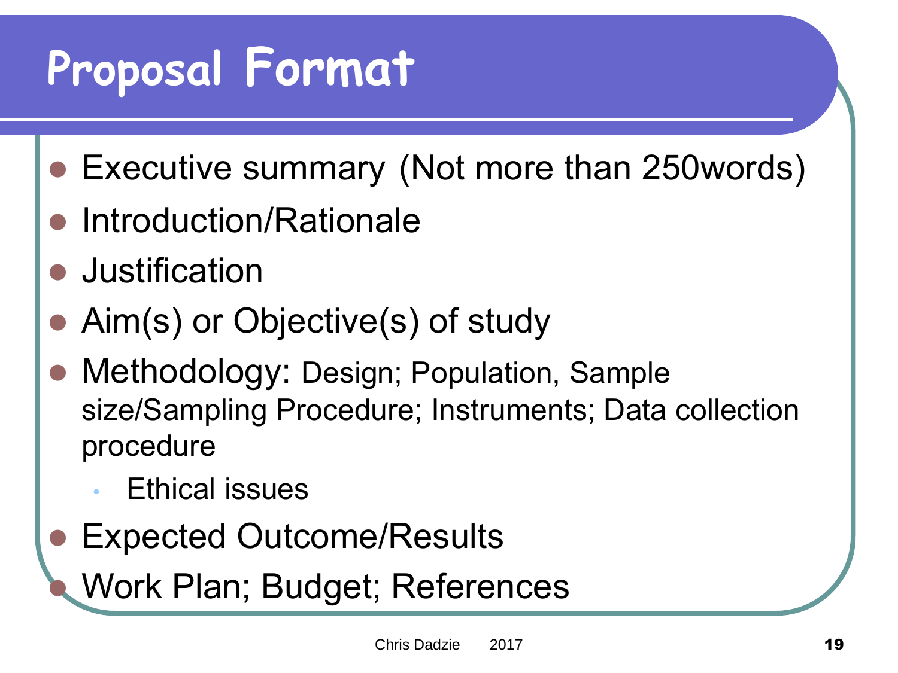# Proposal Format

- Executive summary (Not more than 250words)
- Introduction/Rationale
- Justification
- Aim(s) or Objective(s) of study
- Methodology: Design; Population, Sample size/Sampling Procedure; Instruments; Data collection procedure
  - Ethical issues
- Expected Outcome/Results
- Work Plan; Budget; References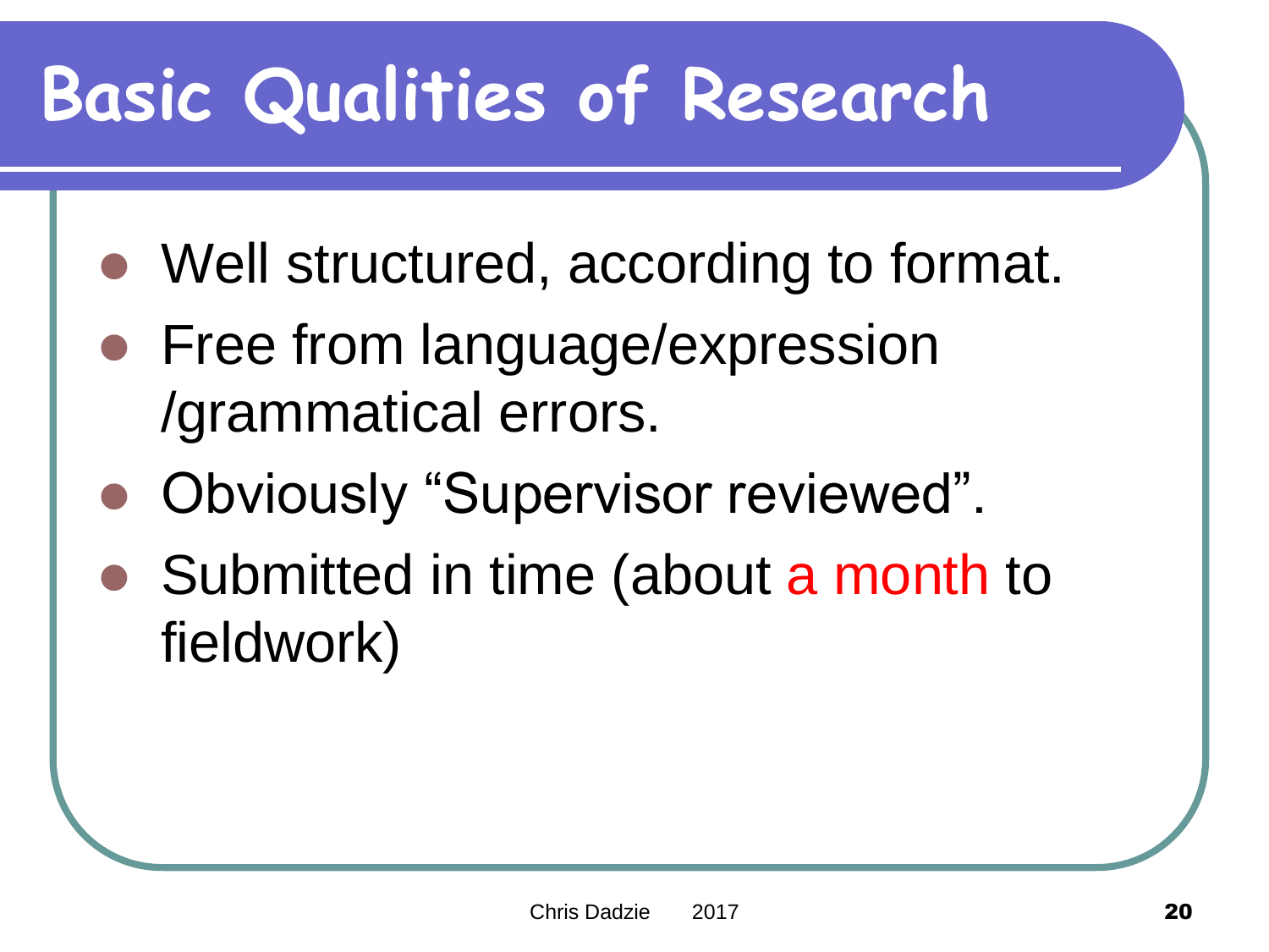# Basic Qualities of Research

- Well structured, according to format.
- Free from language/expression /grammatical errors.
- Obviously "Supervisor reviewed".
- Submitted in time (about a month to fieldwork)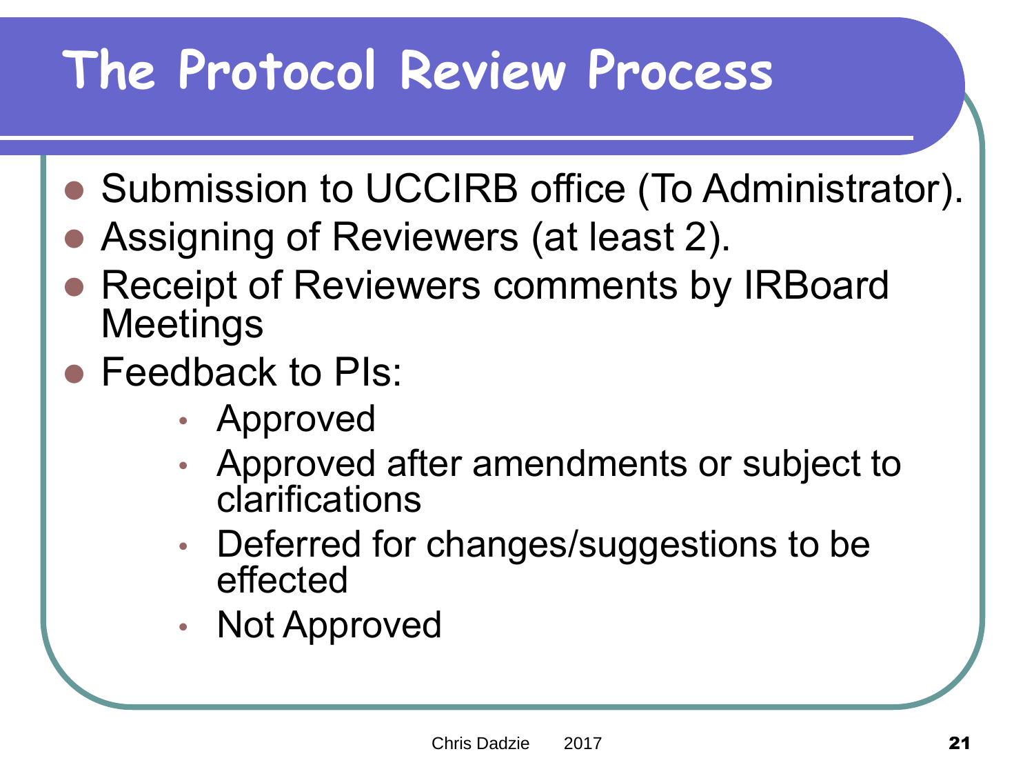# The Protocol Review Process

- Submission to UCCIRB office (To Administrator).
- Assigning of Reviewers (at least 2).
- Receipt of Reviewers comments by IRBoard Meetings
- Feedback to PIs:
  - Approved
  - Approved after amendments or subject to clarifications
  - Deferred for changes/suggestions to be effected
  - Not Approved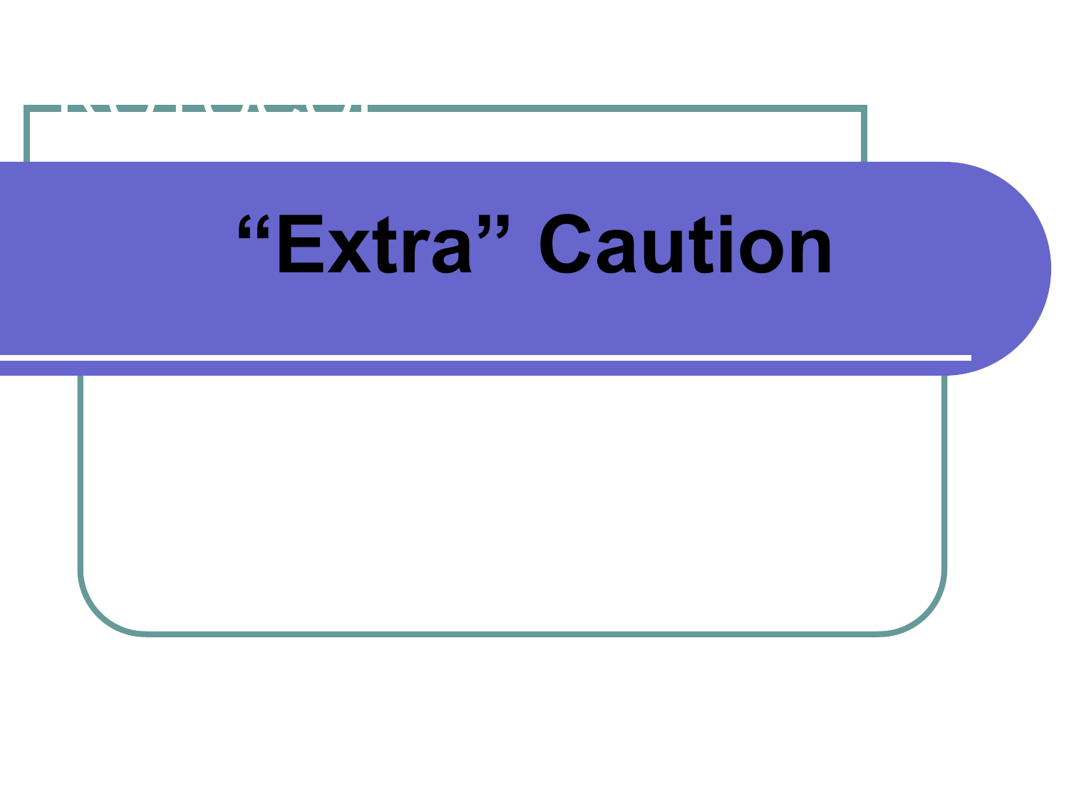# "Extra" Caution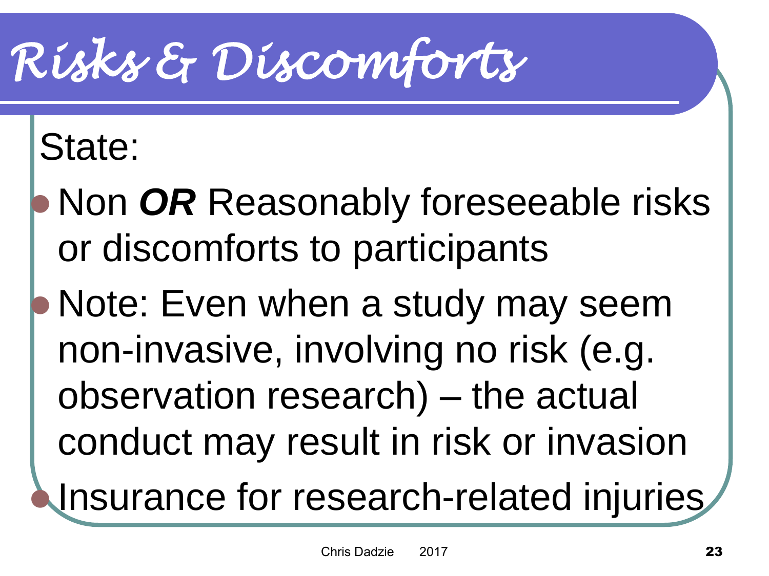# Risks & Discomforts

State:

- Non ***OR*** Reasonably foreseeable risks or discomforts to participants
- Note: Even when a study may seem non-invasive, involving no risk (e.g. observation research) – the actual conduct may result in risk or invasion
- Insurance for research-related injuries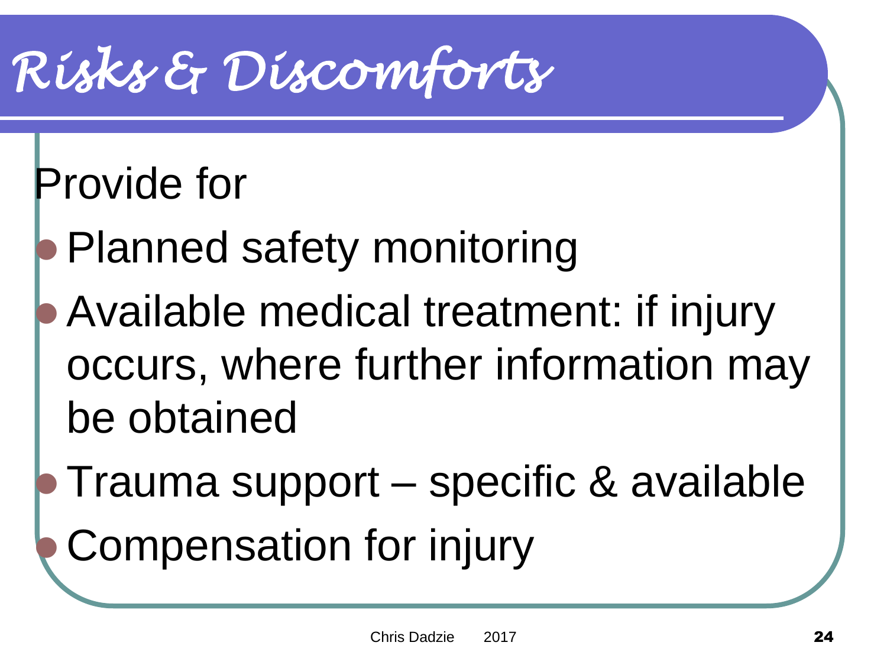# Risks & Discomforts

Provide for

- Planned safety monitoring
- Available medical treatment: if injury occurs, where further information may be obtained
- Trauma support – specific & available
- Compensation for injury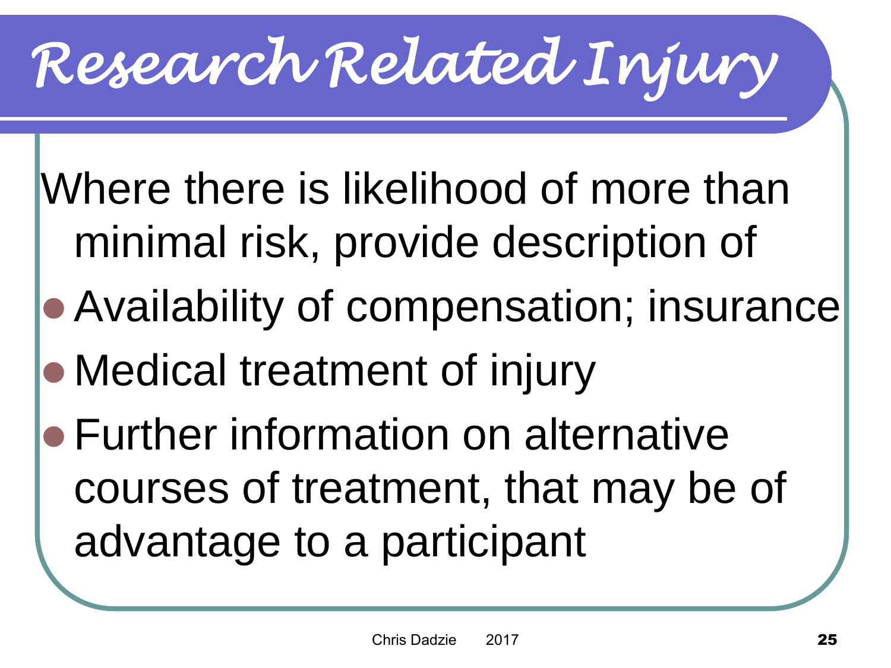# Research Related Injury

Where there is likelihood of more than minimal risk, provide description of

- Availability of compensation; insurance
- Medical treatment of injury
- Further information on alternative courses of treatment, that may be of advantage to a participant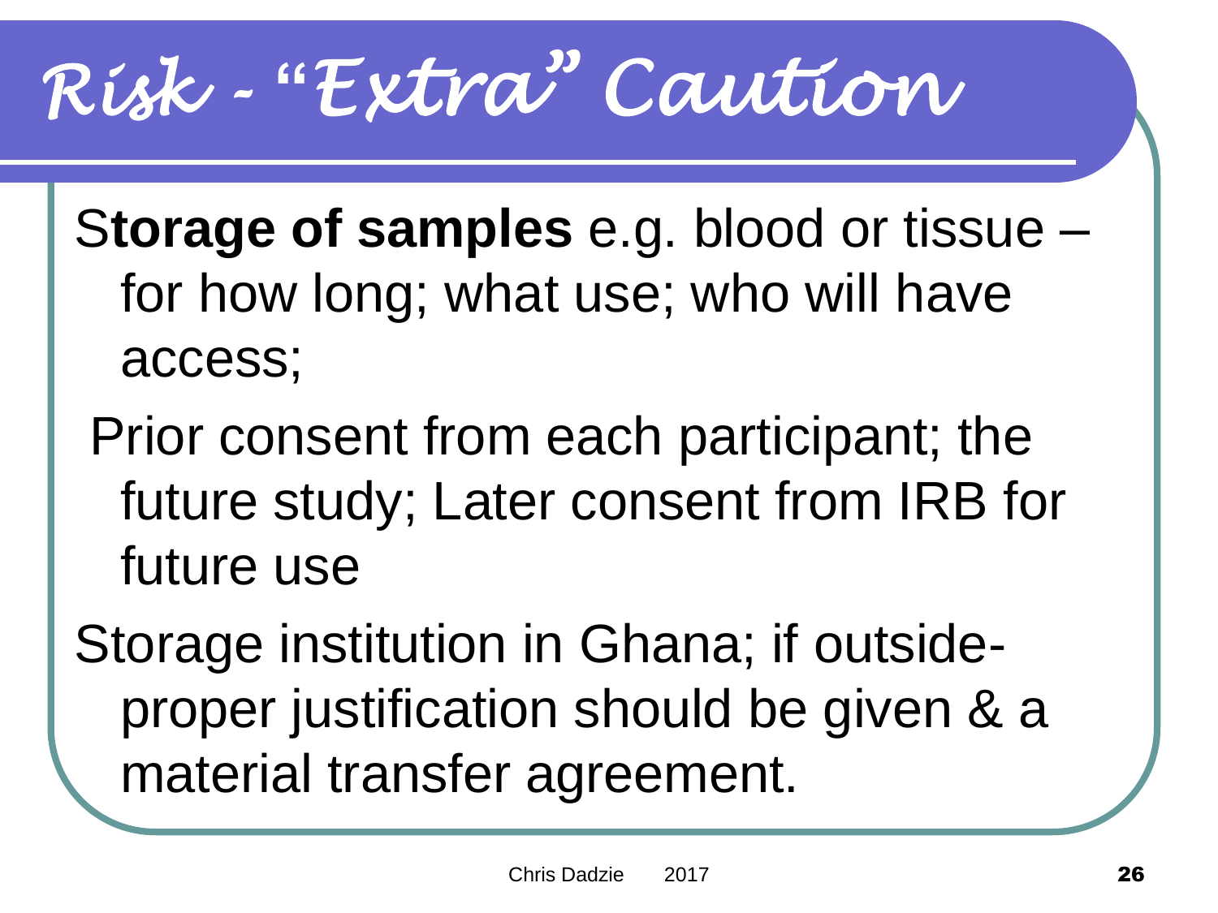# Risk - "Extra" Caution

S**torage of samples** e.g. blood or tissue – for how long; what use; who will have access;

Prior consent from each participant; the future study; Later consent from IRB for future use

Storage institution in Ghana; if outside- proper justification should be given & a material transfer agreement.